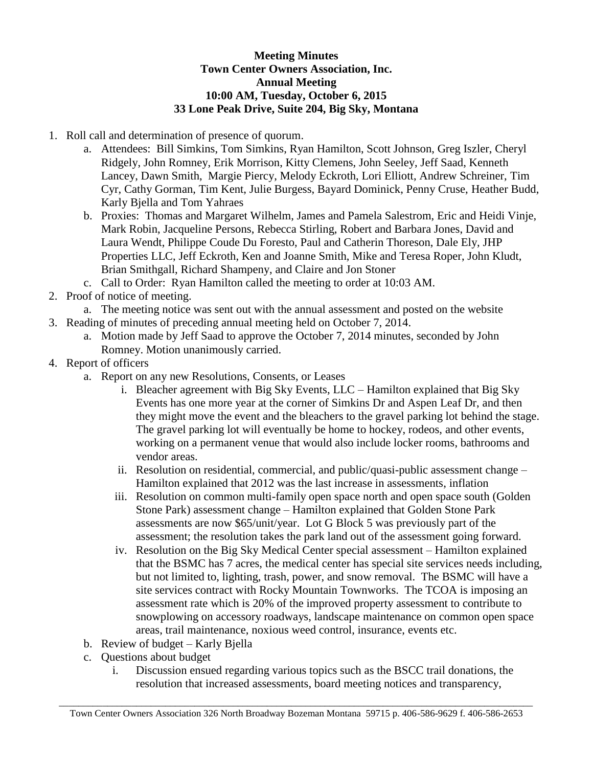**Meeting Minutes**
**Town Center Owners Association, Inc.**
**Annual Meeting**
**10:00 AM, Tuesday, October 6, 2015**
**33 Lone Peak Drive, Suite 204, Big Sky, Montana**

1. Roll call and determination of presence of quorum.
   a. Attendees: Bill Simkins, Tom Simkins, Ryan Hamilton, Scott Johnson, Greg Iszler, Cheryl Ridgely, John Romney, Erik Morrison, Kitty Clemens, John Seeley, Jeff Saad, Kenneth Lancey, Dawn Smith, Margie Piercy, Melody Eckroth, Lori Elliott, Andrew Schreiner, Tim Cyr, Cathy Gorman, Tim Kent, Julie Burgess, Bayard Dominick, Penny Cruse, Heather Budd, Karly Bjella and Tom Yahraes
   b. Proxies: Thomas and Margaret Wilhelm, James and Pamela Salestrom, Eric and Heidi Vinje, Mark Robin, Jacqueline Persons, Rebecca Stirling, Robert and Barbara Jones, David and Laura Wendt, Philippe Coude Du Foresto, Paul and Catherin Thoreson, Dale Ely, JHP Properties LLC, Jeff Eckroth, Ken and Joanne Smith, Mike and Teresa Roper, John Kludt, Brian Smithgall, Richard Shampeny, and Claire and Jon Stoner
   c. Call to Order: Ryan Hamilton called the meeting to order at 10:03 AM.
2. Proof of notice of meeting.
   a. The meeting notice was sent out with the annual assessment and posted on the website
3. Reading of minutes of preceding annual meeting held on October 7, 2014.
   a. Motion made by Jeff Saad to approve the October 7, 2014 minutes, seconded by John Romney. Motion unanimously carried.
4. Report of officers
   a. Report on any new Resolutions, Consents, or Leases
      i. Bleacher agreement with Big Sky Events, LLC – Hamilton explained that Big Sky Events has one more year at the corner of Simkins Dr and Aspen Leaf Dr, and then they might move the event and the bleachers to the gravel parking lot behind the stage. The gravel parking lot will eventually be home to hockey, rodeos, and other events, working on a permanent venue that would also include locker rooms, bathrooms and vendor areas.
      ii. Resolution on residential, commercial, and public/quasi-public assessment change – Hamilton explained that 2012 was the last increase in assessments, inflation
      iii. Resolution on common multi-family open space north and open space south (Golden Stone Park) assessment change – Hamilton explained that Golden Stone Park assessments are now $65/unit/year. Lot G Block 5 was previously part of the assessment; the resolution takes the park land out of the assessment going forward.
      iv. Resolution on the Big Sky Medical Center special assessment – Hamilton explained that the BSMC has 7 acres, the medical center has special site services needs including, but not limited to, lighting, trash, power, and snow removal. The BSMC will have a site services contract with Rocky Mountain Townworks. The TCOA is imposing an assessment rate which is 20% of the improved property assessment to contribute to snowplowing on accessory roadways, landscape maintenance on common open space areas, trail maintenance, noxious weed control, insurance, events etc.
   b. Review of budget – Karly Bjella
   c. Questions about budget
      i. Discussion ensued regarding various topics such as the BSCC trail donations, the resolution that increased assessments, board meeting notices and transparency,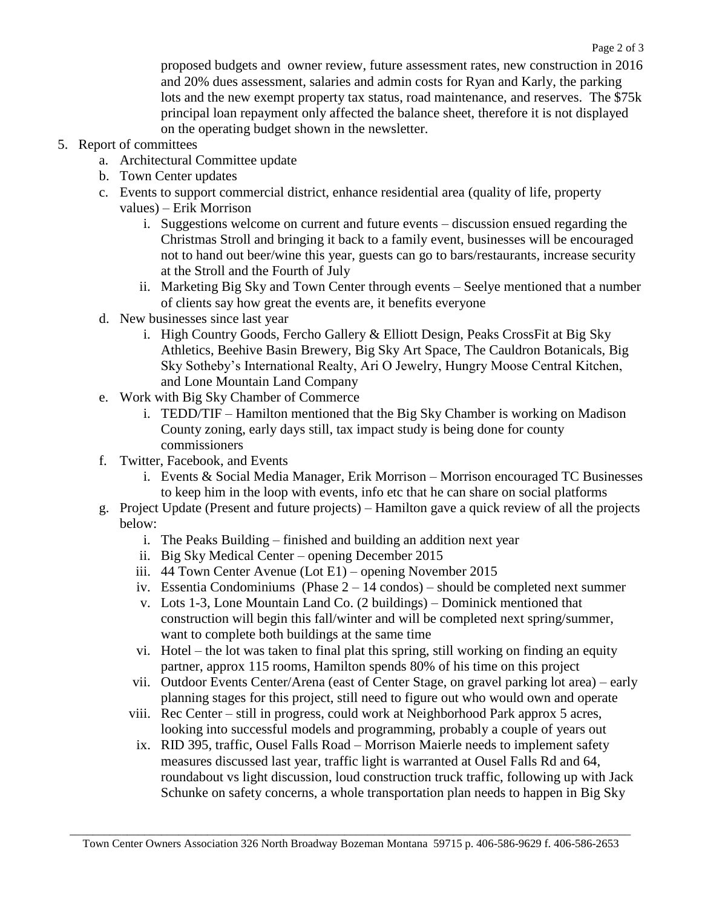proposed budgets and owner review, future assessment rates, new construction in 2016 and 20% dues assessment, salaries and admin costs for Ryan and Karly, the parking lots and the new exempt property tax status, road maintenance, and reserves. The $75k principal loan repayment only affected the balance sheet, therefore it is not displayed on the operating budget shown in the newsletter.

5. Report of committees
   a. Architectural Committee update
   b. Town Center updates
   c. Events to support commercial district, enhance residential area (quality of life, property values) – Erik Morrison
      i. Suggestions welcome on current and future events – discussion ensued regarding the Christmas Stroll and bringing it back to a family event, businesses will be encouraged not to hand out beer/wine this year, guests can go to bars/restaurants, increase security at the Stroll and the Fourth of July
      ii. Marketing Big Sky and Town Center through events – Seelye mentioned that a number of clients say how great the events are, it benefits everyone
   d. New businesses since last year
      i. High Country Goods, Fercho Gallery & Elliott Design, Peaks CrossFit at Big Sky Athletics, Beehive Basin Brewery, Big Sky Art Space, The Cauldron Botanicals, Big Sky Sotheby's International Realty, Ari O Jewelry, Hungry Moose Central Kitchen, and Lone Mountain Land Company
   e. Work with Big Sky Chamber of Commerce
      i. TEDD/TIF – Hamilton mentioned that the Big Sky Chamber is working on Madison County zoning, early days still, tax impact study is being done for county commissioners
   f. Twitter, Facebook, and Events
      i. Events & Social Media Manager, Erik Morrison – Morrison encouraged TC Businesses to keep him in the loop with events, info etc that he can share on social platforms
   g. Project Update (Present and future projects) – Hamilton gave a quick review of all the projects below:
      i. The Peaks Building – finished and building an addition next year
      ii. Big Sky Medical Center – opening December 2015
      iii. 44 Town Center Avenue (Lot E1) – opening November 2015
      iv. Essentia Condominiums (Phase 2 – 14 condos) – should be completed next summer
      v. Lots 1-3, Lone Mountain Land Co. (2 buildings) – Dominick mentioned that construction will begin this fall/winter and will be completed next spring/summer, want to complete both buildings at the same time
      vi. Hotel – the lot was taken to final plat this spring, still working on finding an equity partner, approx 115 rooms, Hamilton spends 80% of his time on this project
      vii. Outdoor Events Center/Arena (east of Center Stage, on gravel parking lot area) – early planning stages for this project, still need to figure out who would own and operate
      viii. Rec Center – still in progress, could work at Neighborhood Park approx 5 acres, looking into successful models and programming, probably a couple of years out
      ix. RID 395, traffic, Ousel Falls Road – Morrison Maierle needs to implement safety measures discussed last year, traffic light is warranted at Ousel Falls Rd and 64, roundabout vs light discussion, loud construction truck traffic, following up with Jack Schunke on safety concerns, a whole transportation plan needs to happen in Big Sky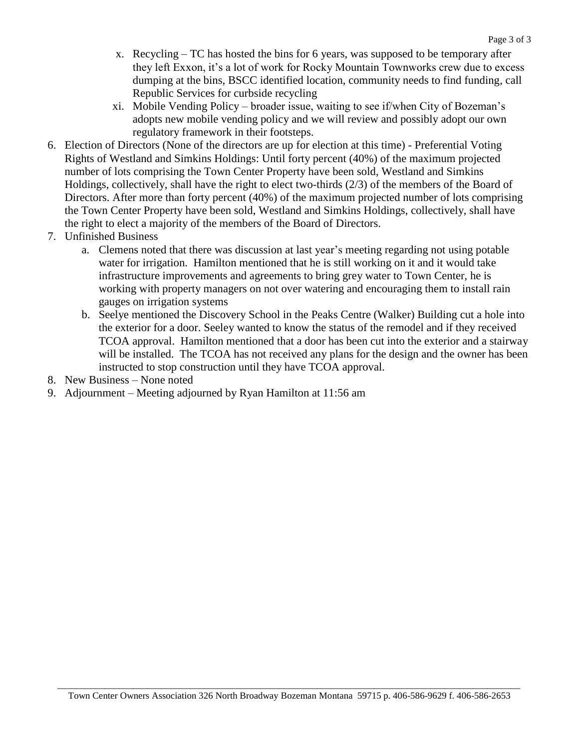x. Recycling – TC has hosted the bins for 6 years, was supposed to be temporary after they left Exxon, it's a lot of work for Rocky Mountain Townworks crew due to excess dumping at the bins, BSCC identified location, community needs to find funding, call Republic Services for curbside recycling

xi. Mobile Vending Policy – broader issue, waiting to see if/when City of Bozeman's adopts new mobile vending policy and we will review and possibly adopt our own regulatory framework in their footsteps.

6. Election of Directors (None of the directors are up for election at this time) - Preferential Voting Rights of Westland and Simkins Holdings: Until forty percent (40%) of the maximum projected number of lots comprising the Town Center Property have been sold, Westland and Simkins Holdings, collectively, shall have the right to elect two-thirds (2/3) of the members of the Board of Directors. After more than forty percent (40%) of the maximum projected number of lots comprising the Town Center Property have been sold, Westland and Simkins Holdings, collectively, shall have the right to elect a majority of the members of the Board of Directors.
7. Unfinished Business
   a. Clemens noted that there was discussion at last year's meeting regarding not using potable water for irrigation. Hamilton mentioned that he is still working on it and it would take infrastructure improvements and agreements to bring grey water to Town Center, he is working with property managers on not over watering and encouraging them to install rain gauges on irrigation systems
   b. Seelye mentioned the Discovery School in the Peaks Centre (Walker) Building cut a hole into the exterior for a door. Seeley wanted to know the status of the remodel and if they received TCOA approval. Hamilton mentioned that a door has been cut into the exterior and a stairway will be installed. The TCOA has not received any plans for the design and the owner has been instructed to stop construction until they have TCOA approval.
8. New Business – None noted
9. Adjournment – Meeting adjourned by Ryan Hamilton at 11:56 am

Town Center Owners Association 326 North Broadway Bozeman Montana 59715 p. 406-586-9629 f. 406-586-2653